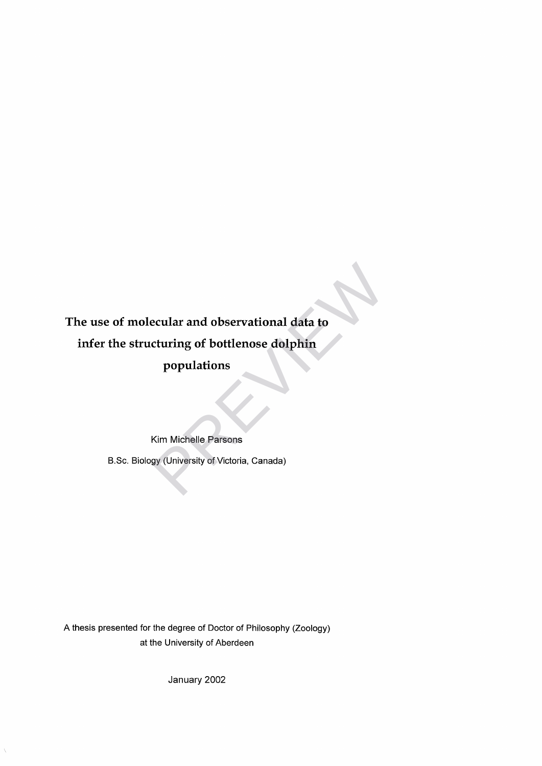# The use of molecular and observational data to infer the structuring of bottlenose dolphin populations

Kim Michelle Parsons

B.Sc. Biology (University of Victoria, Canada)

A thesis presented for the degree of Doctor of Philosophy (Zoology) at the University of Aberdeen

January 2002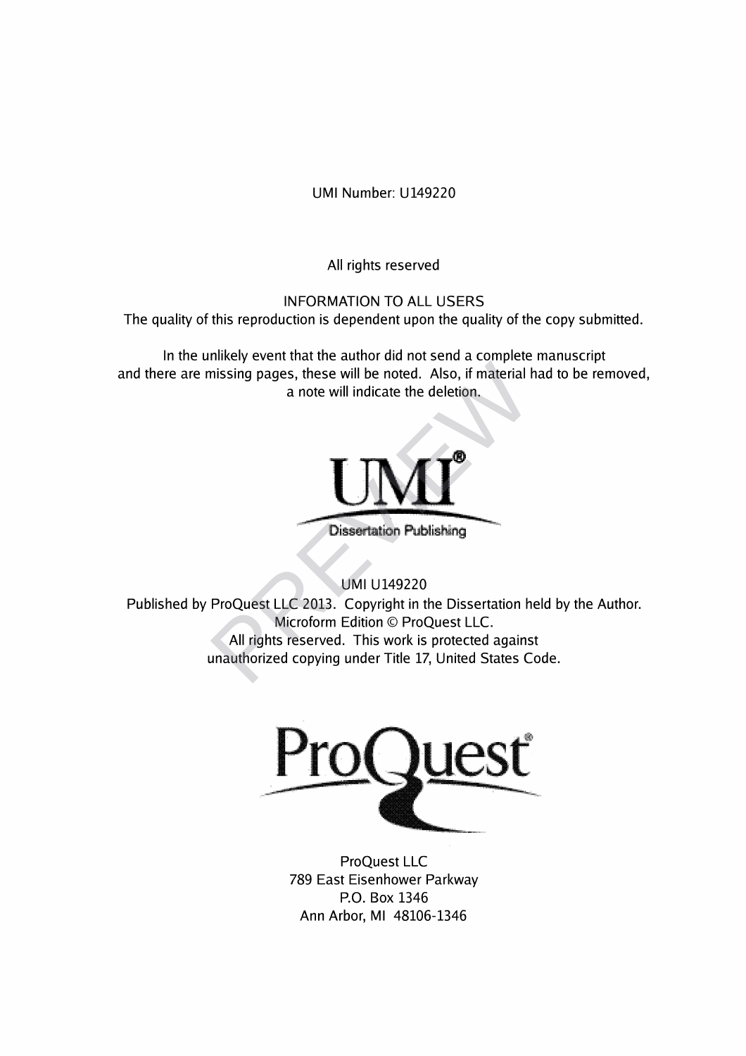UMI Number: U149220

All rights reserved

INFORMATION TO ALL USERS
The quality of this reproduction is dependent upon the quality of the copy submitted.

In the unlikely event that the author did not send a complete manuscript
and there are missing pages, these will be noted. Also, if material had to be removed,
a note will indicate the deletion.

UMI®
Dissertation Publishing

UMI U149220
Published by ProQuest LLC 2013. Copyright in the Dissertation held by the Author.
Microform Edition © ProQuest LLC.
All rights reserved. This work is protected against
unauthorized copying under Title 17, United States Code.

ProQuest®

ProQuest LLC
789 East Eisenhower Parkway
P.O. Box 1346
Ann Arbor, MI 48106-1346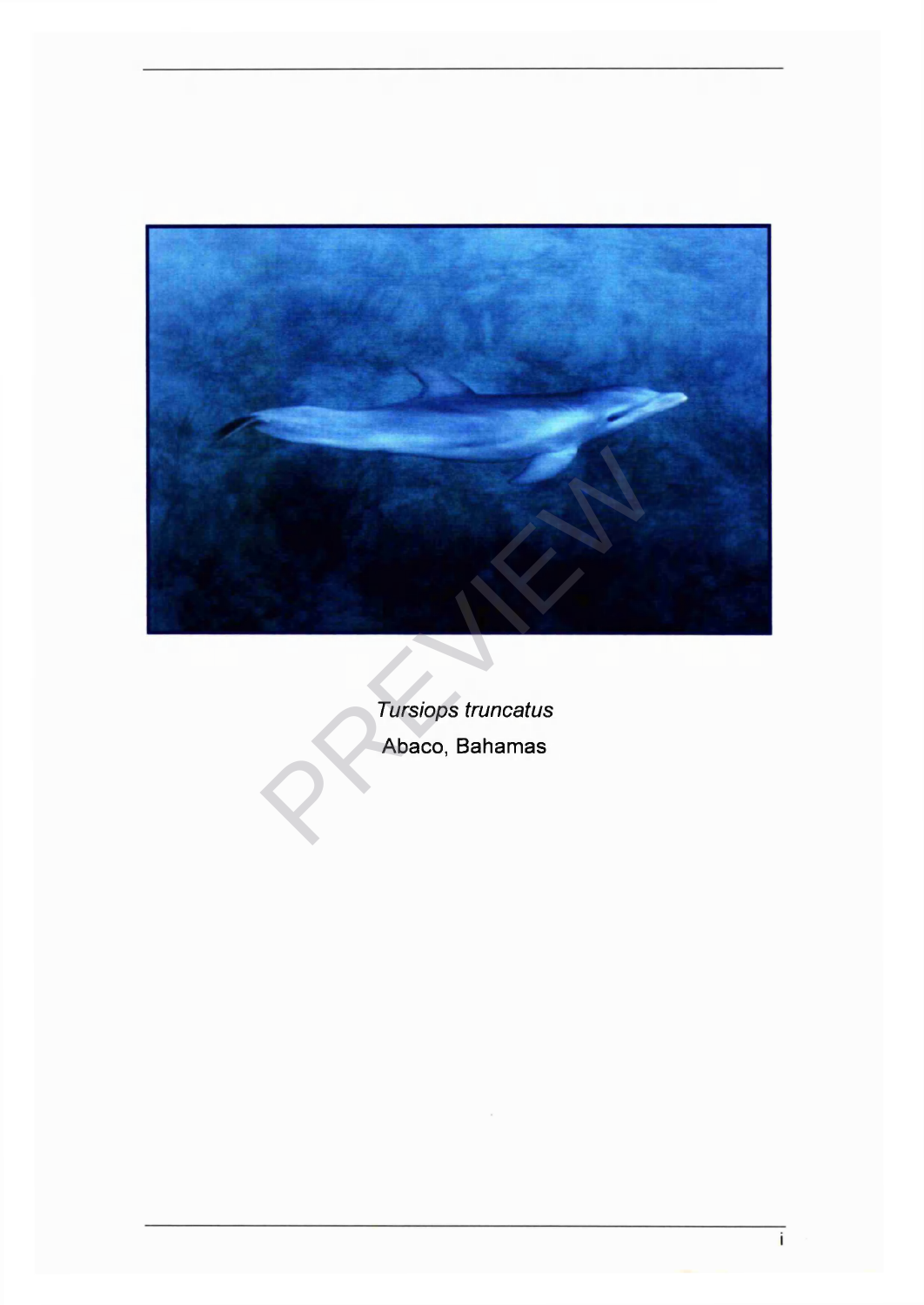*Tursiops truncatus*

Abaco, Bahamas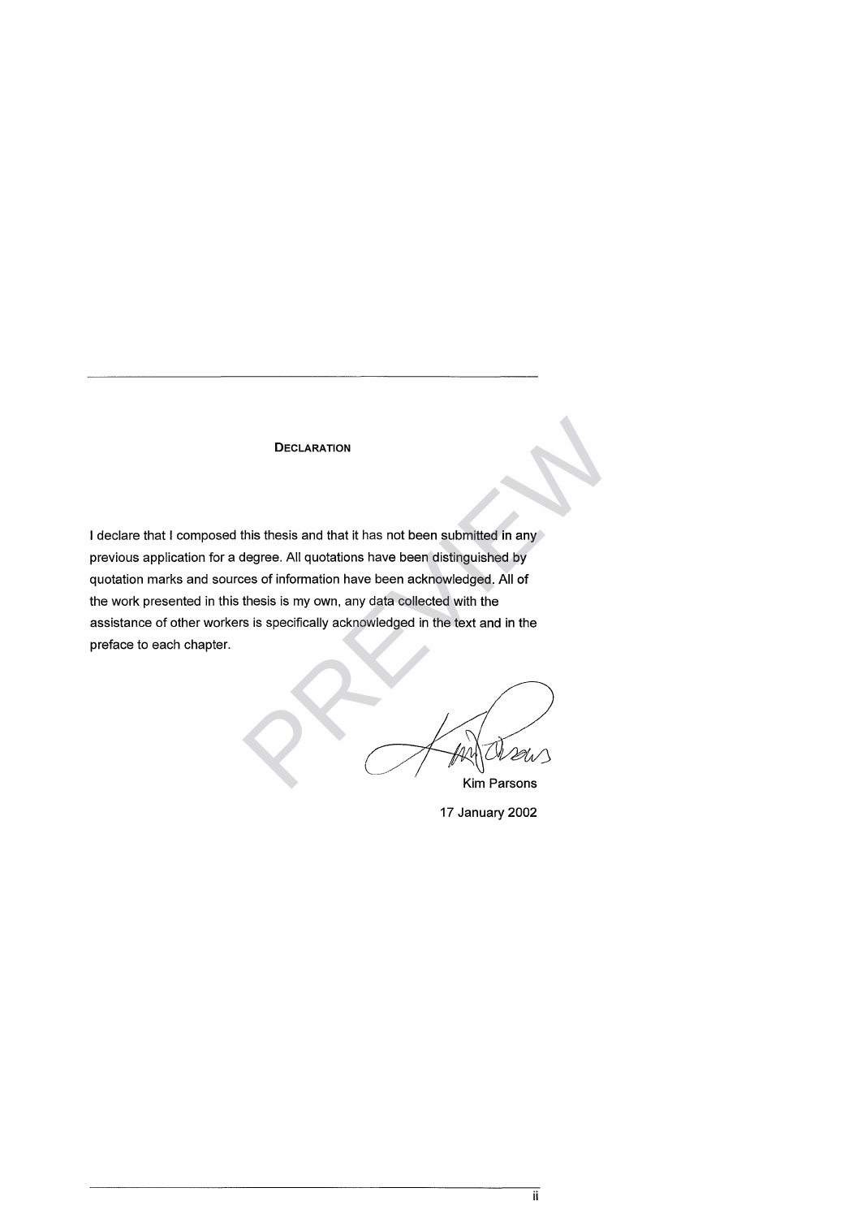## DECLARATION

I declare that I composed this thesis and that it has not been submitted in any previous application for a degree. All quotations have been distinguished by quotation marks and sources of information have been acknowledged. All of the work presented in this thesis is my own, any data collected with the assistance of other workers is specifically acknowledged in the text and in the preface to each chapter.

Kim Parsons

17 January 2002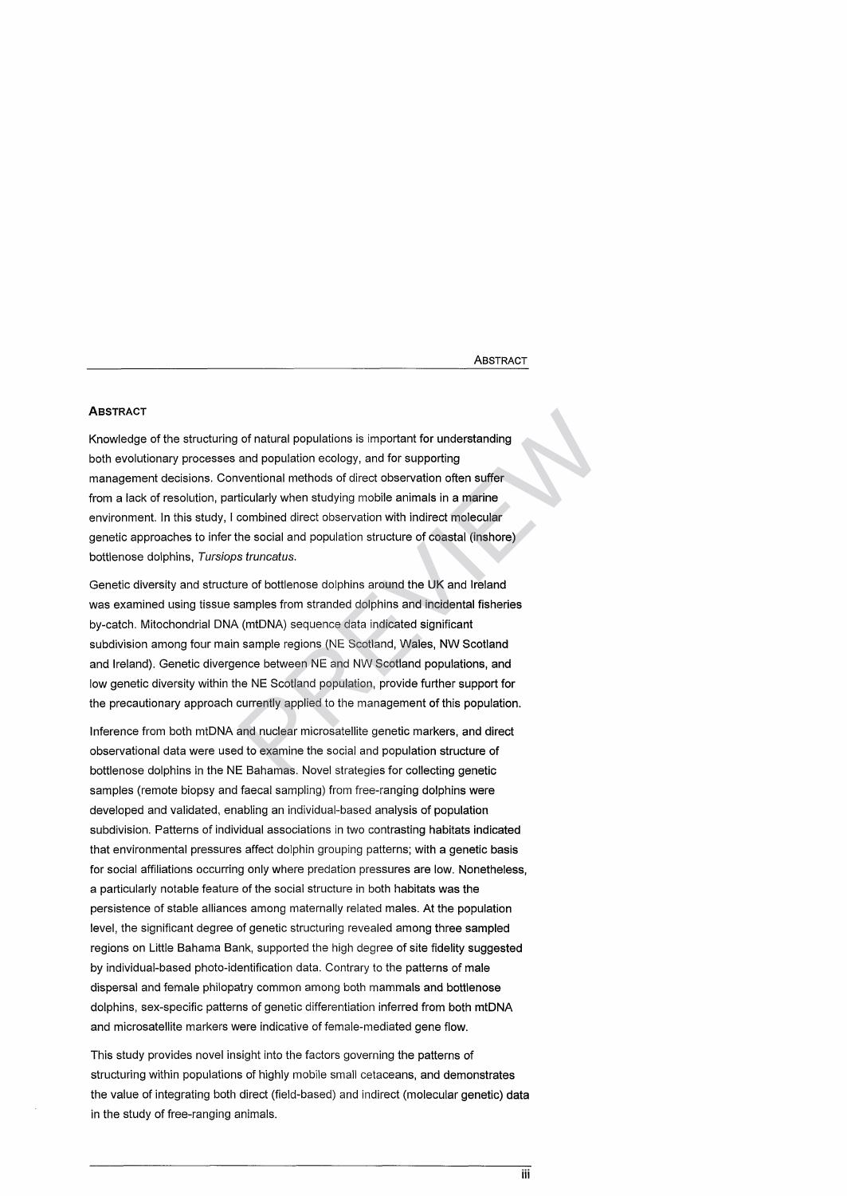## Abstract

Knowledge of the structuring of natural populations is important for understanding both evolutionary processes and population ecology, and for supporting management decisions. Conventional methods of direct observation often suffer from a lack of resolution, particularly when studying mobile animals in a marine environment. In this study, I combined direct observation with indirect molecular genetic approaches to infer the social and population structure of coastal (inshore) bottlenose dolphins, *Tursiops truncatus*.

Genetic diversity and structure of bottlenose dolphins around the UK and Ireland was examined using tissue samples from stranded dolphins and incidental fisheries by-catch. Mitochondrial DNA (mtDNA) sequence data indicated significant subdivision among four main sample regions (NE Scotland, Wales, NW Scotland and Ireland). Genetic divergence between NE and NW Scotland populations, and low genetic diversity within the NE Scotland population, provide further support for the precautionary approach currently applied to the management of this population.

Inference from both mtDNA and nuclear microsatellite genetic markers, and direct observational data were used to examine the social and population structure of bottlenose dolphins in the NE Bahamas. Novel strategies for collecting genetic samples (remote biopsy and faecal sampling) from free-ranging dolphins were developed and validated, enabling an individual-based analysis of population subdivision. Patterns of individual associations in two contrasting habitats indicated that environmental pressures affect dolphin grouping patterns; with a genetic basis for social affiliations occurring only where predation pressures are low. Nonetheless, a particularly notable feature of the social structure in both habitats was the persistence of stable alliances among maternally related males. At the population level, the significant degree of genetic structuring revealed among three sampled regions on Little Bahama Bank, supported the high degree of site fidelity suggested by individual-based photo-identification data. Contrary to the patterns of male dispersal and female philopatry common among both mammals and bottlenose dolphins, sex-specific patterns of genetic differentiation inferred from both mtDNA and microsatellite markers were indicative of female-mediated gene flow.

This study provides novel insight into the factors governing the patterns of structuring within populations of highly mobile small cetaceans, and demonstrates the value of integrating both direct (field-based) and indirect (molecular genetic) data in the study of free-ranging animals.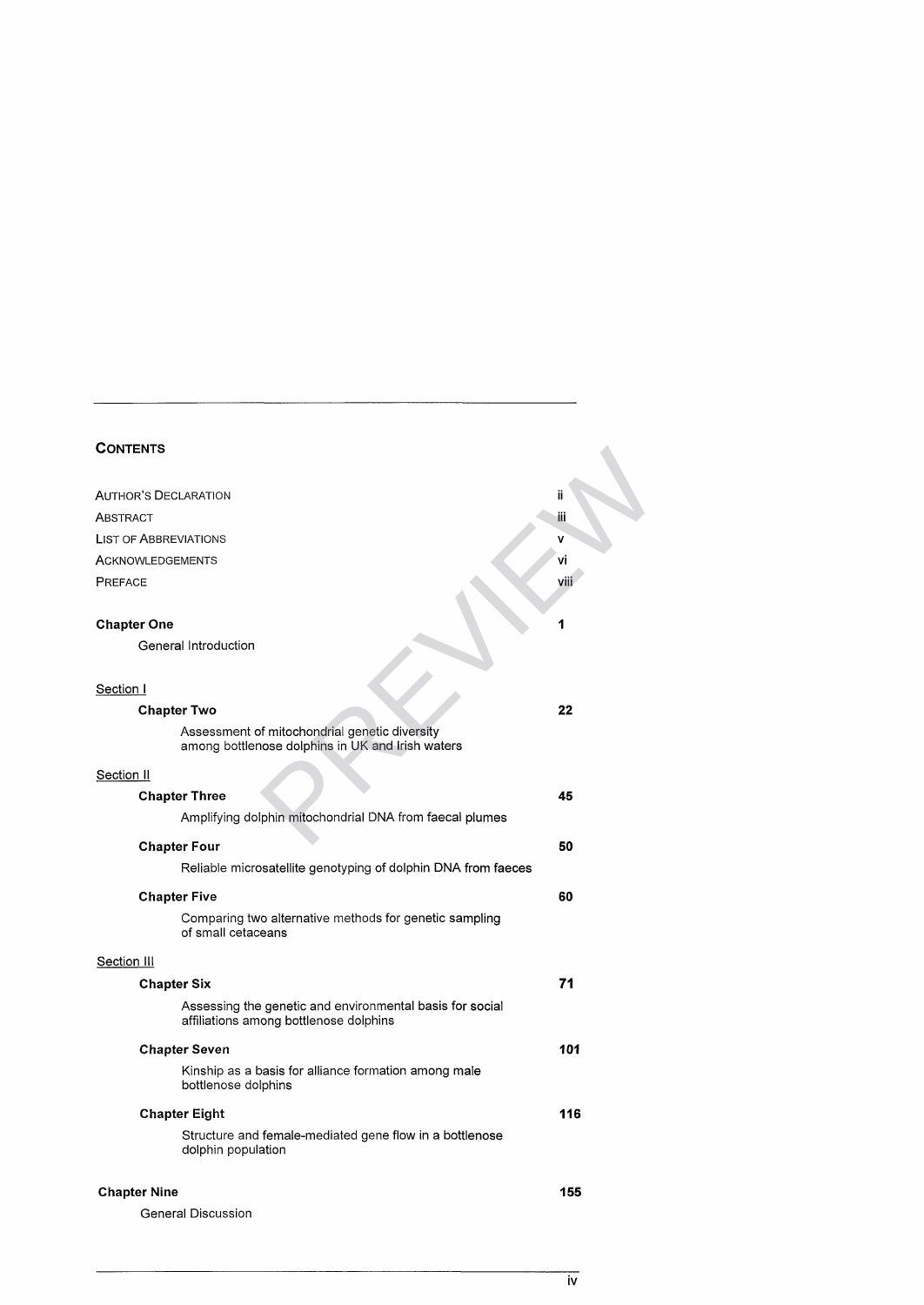## CONTENTS

| | |
|---|---|
| AUTHOR'S DECLARATION | ii |
| ABSTRACT | iii |
| LIST OF ABBREVIATIONS | v |
| ACKNOWLEDGEMENTS | vi |
| PREFACE | viii |

**Chapter One** — **1**
General Introduction

Section I

**Chapter Two** — **22**
Assessment of mitochondrial genetic diversity among bottlenose dolphins in UK and Irish waters

Section II

**Chapter Three** — **45**
Amplifying dolphin mitochondrial DNA from faecal plumes

**Chapter Four** — **50**
Reliable microsatellite genotyping of dolphin DNA from faeces

**Chapter Five** — **60**
Comparing two alternative methods for genetic sampling of small cetaceans

Section III

**Chapter Six** — **71**
Assessing the genetic and environmental basis for social affiliations among bottlenose dolphins

**Chapter Seven** — **101**
Kinship as a basis for alliance formation among male bottlenose dolphins

**Chapter Eight** — **116**
Structure and female-mediated gene flow in a bottlenose dolphin population

**Chapter Nine** — **155**
General Discussion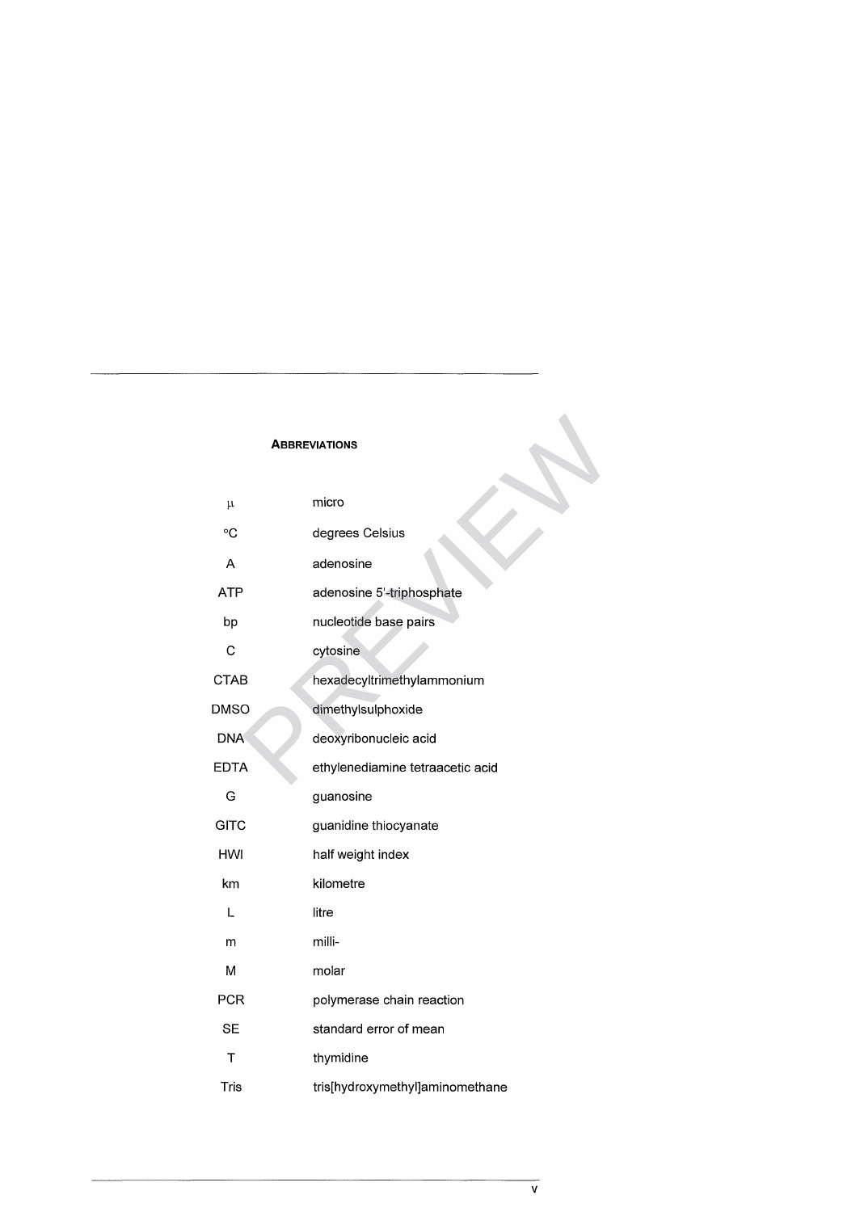## Abbreviations

| | |
|---|---|
| $\mu$ | micro |
| °C | degrees Celsius |
| A | adenosine |
| ATP | adenosine 5'-triphosphate |
| bp | nucleotide base pairs |
| C | cytosine |
| CTAB | hexadecyltrimethylammonium |
| DMSO | dimethylsulphoxide |
| DNA | deoxyribonucleic acid |
| EDTA | ethylenediamine tetraacetic acid |
| G | guanosine |
| GITC | guanidine thiocyanate |
| HWI | half weight index |
| km | kilometre |
| L | litre |
| m | milli- |
| M | molar |
| PCR | polymerase chain reaction |
| SE | standard error of mean |
| T | thymidine |
| Tris | tris[hydroxymethyl]aminomethane |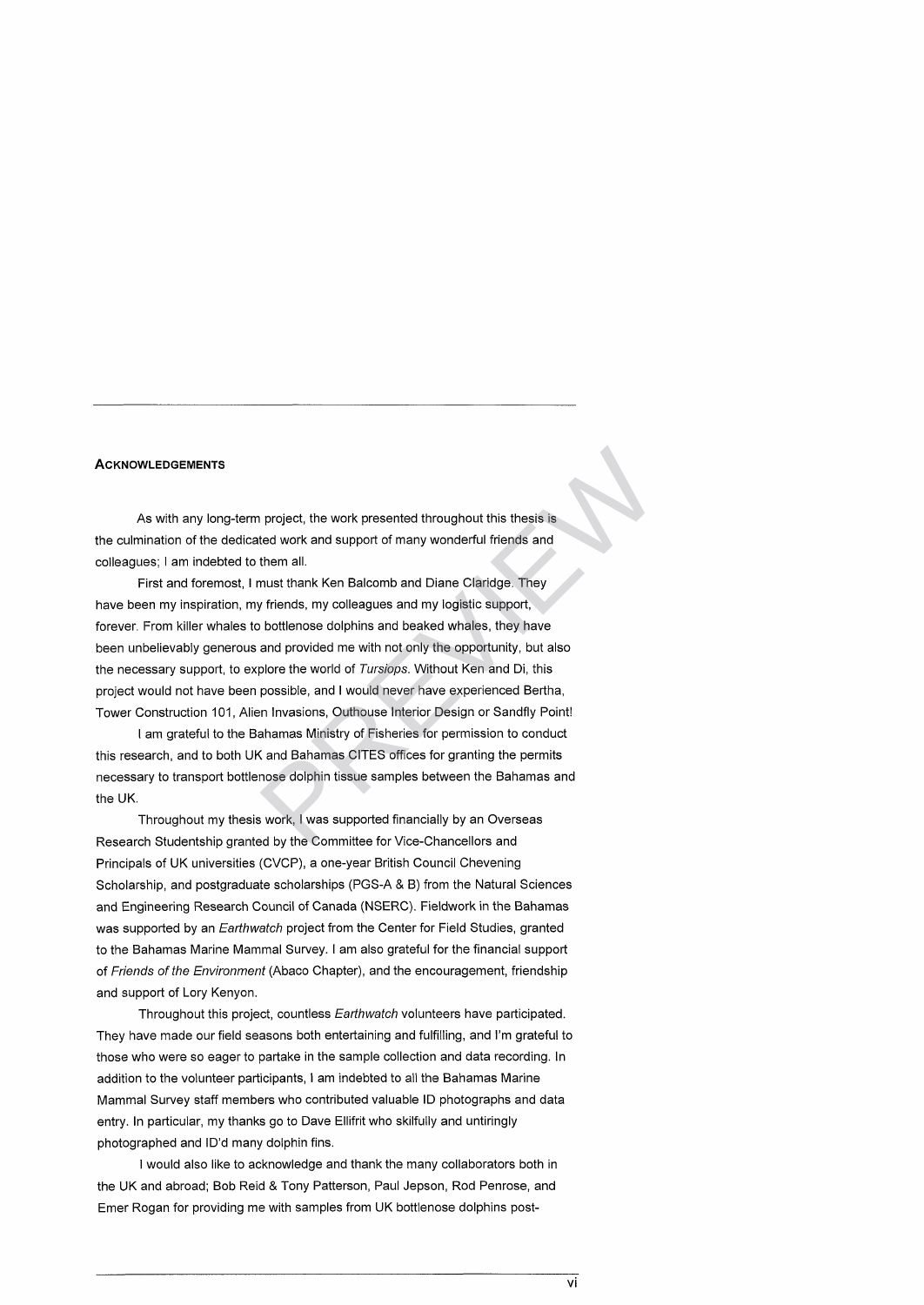## ACKNOWLEDGEMENTS

As with any long-term project, the work presented throughout this thesis is the culmination of the dedicated work and support of many wonderful friends and colleagues; I am indebted to them all.

First and foremost, I must thank Ken Balcomb and Diane Claridge. They have been my inspiration, my friends, my colleagues and my logistic support, forever. From killer whales to bottlenose dolphins and beaked whales, they have been unbelievably generous and provided me with not only the opportunity, but also the necessary support, to explore the world of *Tursiops*. Without Ken and Di, this project would not have been possible, and I would never have experienced Bertha, Tower Construction 101, Alien Invasions, Outhouse Interior Design or Sandfly Point!

I am grateful to the Bahamas Ministry of Fisheries for permission to conduct this research, and to both UK and Bahamas CITES offices for granting the permits necessary to transport bottlenose dolphin tissue samples between the Bahamas and the UK.

Throughout my thesis work, I was supported financially by an Overseas Research Studentship granted by the Committee for Vice-Chancellors and Principals of UK universities (CVCP), a one-year British Council Chevening Scholarship, and postgraduate scholarships (PGS-A & B) from the Natural Sciences and Engineering Research Council of Canada (NSERC). Fieldwork in the Bahamas was supported by an *Earthwatch* project from the Center for Field Studies, granted to the Bahamas Marine Mammal Survey. I am also grateful for the financial support of *Friends of the Environment* (Abaco Chapter), and the encouragement, friendship and support of Lory Kenyon.

Throughout this project, countless *Earthwatch* volunteers have participated. They have made our field seasons both entertaining and fulfilling, and I'm grateful to those who were so eager to partake in the sample collection and data recording. In addition to the volunteer participants, I am indebted to all the Bahamas Marine Mammal Survey staff members who contributed valuable ID photographs and data entry. In particular, my thanks go to Dave Ellifrit who skilfully and untiringly photographed and ID'd many dolphin fins.

I would also like to acknowledge and thank the many collaborators both in the UK and abroad; Bob Reid & Tony Patterson, Paul Jepson, Rod Penrose, and Emer Rogan for providing me with samples from UK bottlenose dolphins post-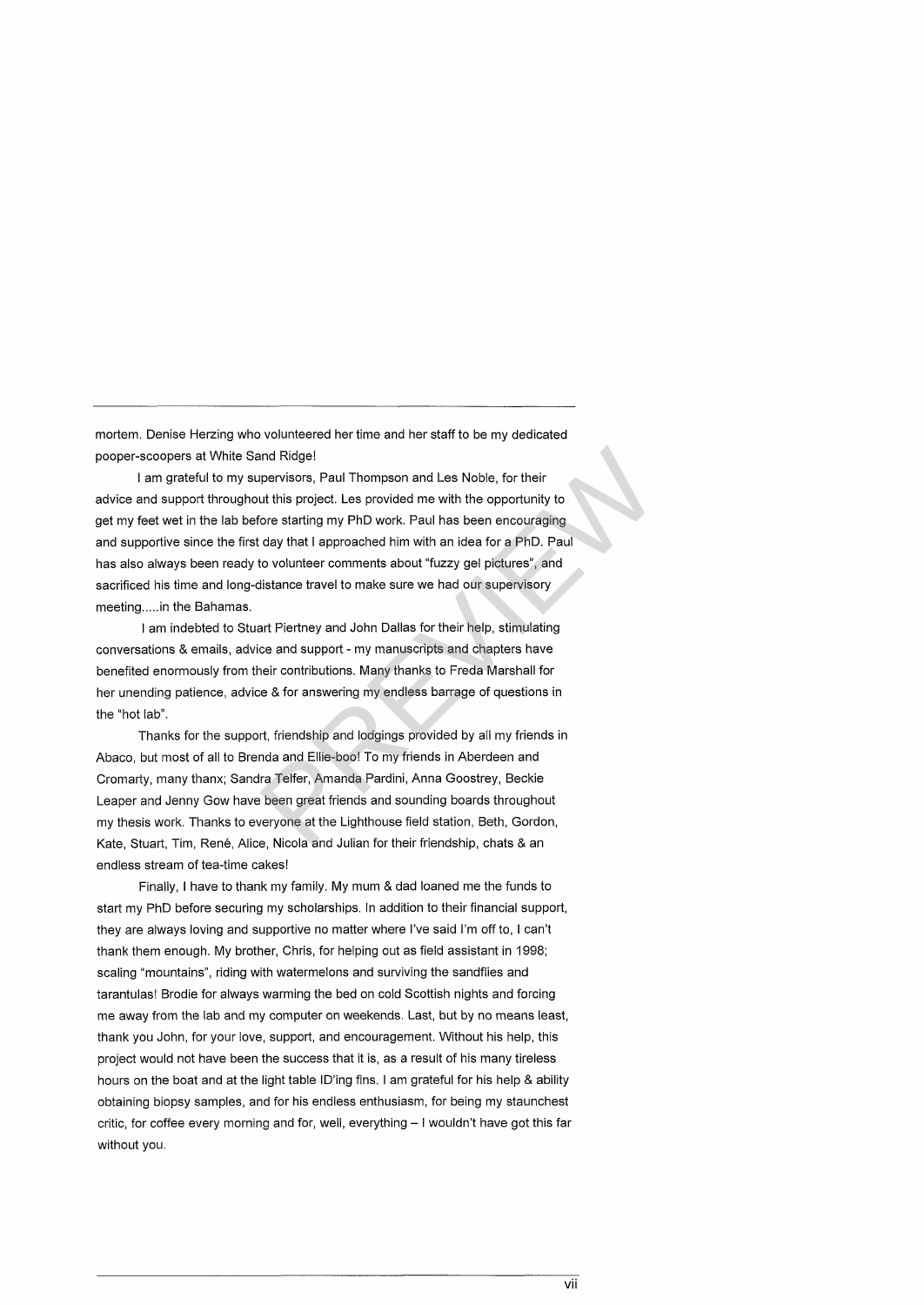mortem. Denise Herzing who volunteered her time and her staff to be my dedicated pooper-scoopers at White Sand Ridge!

I am grateful to my supervisors, Paul Thompson and Les Noble, for their advice and support throughout this project. Les provided me with the opportunity to get my feet wet in the lab before starting my PhD work. Paul has been encouraging and supportive since the first day that I approached him with an idea for a PhD. Paul has also always been ready to volunteer comments about "fuzzy gel pictures", and sacrificed his time and long-distance travel to make sure we had our supervisory meeting.....in the Bahamas.

I am indebted to Stuart Piertney and John Dallas for their help, stimulating conversations & emails, advice and support - my manuscripts and chapters have benefited enormously from their contributions. Many thanks to Freda Marshall for her unending patience, advice & for answering my endless barrage of questions in the "hot lab".

Thanks for the support, friendship and lodgings provided by all my friends in Abaco, but most of all to Brenda and Ellie-boo! To my friends in Aberdeen and Cromarty, many thanx; Sandra Telfer, Amanda Pardini, Anna Goostrey, Beckie Leaper and Jenny Gow have been great friends and sounding boards throughout my thesis work. Thanks to everyone at the Lighthouse field station, Beth, Gordon, Kate, Stuart, Tim, René, Alice, Nicola and Julian for their friendship, chats & an endless stream of tea-time cakes!

Finally, I have to thank my family. My mum & dad loaned me the funds to start my PhD before securing my scholarships. In addition to their financial support, they are always loving and supportive no matter where I've said I'm off to, I can't thank them enough. My brother, Chris, for helping out as field assistant in 1998; scaling "mountains", riding with watermelons and surviving the sandflies and tarantulas! Brodie for always warming the bed on cold Scottish nights and forcing me away from the lab and my computer on weekends. Last, but by no means least, thank you John, for your love, support, and encouragement. Without his help, this project would not have been the success that it is, as a result of his many tireless hours on the boat and at the light table ID'ing fins. I am grateful for his help & ability obtaining biopsy samples, and for his endless enthusiasm, for being my staunchest critic, for coffee every morning and for, well, everything – I wouldn't have got this far without you.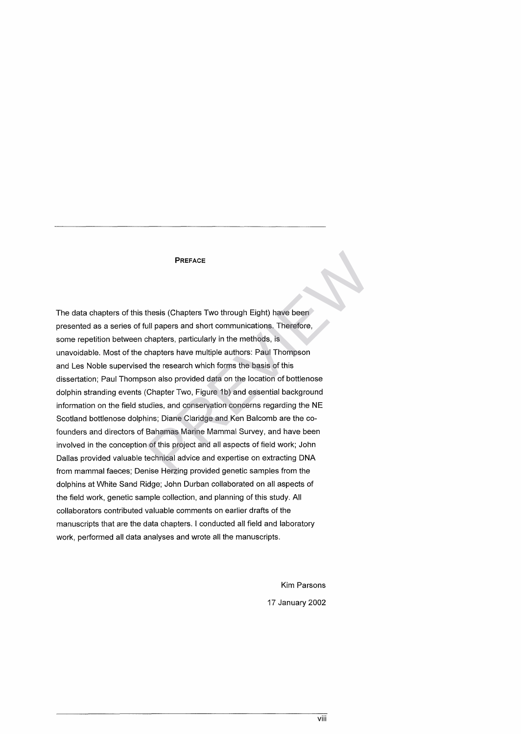## PREFACE

The data chapters of this thesis (Chapters Two through Eight) have been presented as a series of full papers and short communications. Therefore, some repetition between chapters, particularly in the methods, is unavoidable. Most of the chapters have multiple authors: Paul Thompson and Les Noble supervised the research which forms the basis of this dissertation; Paul Thompson also provided data on the location of bottlenose dolphin stranding events (Chapter Two, Figure 1b) and essential background information on the field studies, and conservation concerns regarding the NE Scotland bottlenose dolphins; Diane Claridge and Ken Balcomb are the co-founders and directors of Bahamas Marine Mammal Survey, and have been involved in the conception of this project and all aspects of field work; John Dallas provided valuable technical advice and expertise on extracting DNA from mammal faeces; Denise Herzing provided genetic samples from the dolphins at White Sand Ridge; John Durban collaborated on all aspects of the field work, genetic sample collection, and planning of this study. All collaborators contributed valuable comments on earlier drafts of the manuscripts that are the data chapters. I conducted all field and laboratory work, performed all data analyses and wrote all the manuscripts.

Kim Parsons

17 January 2002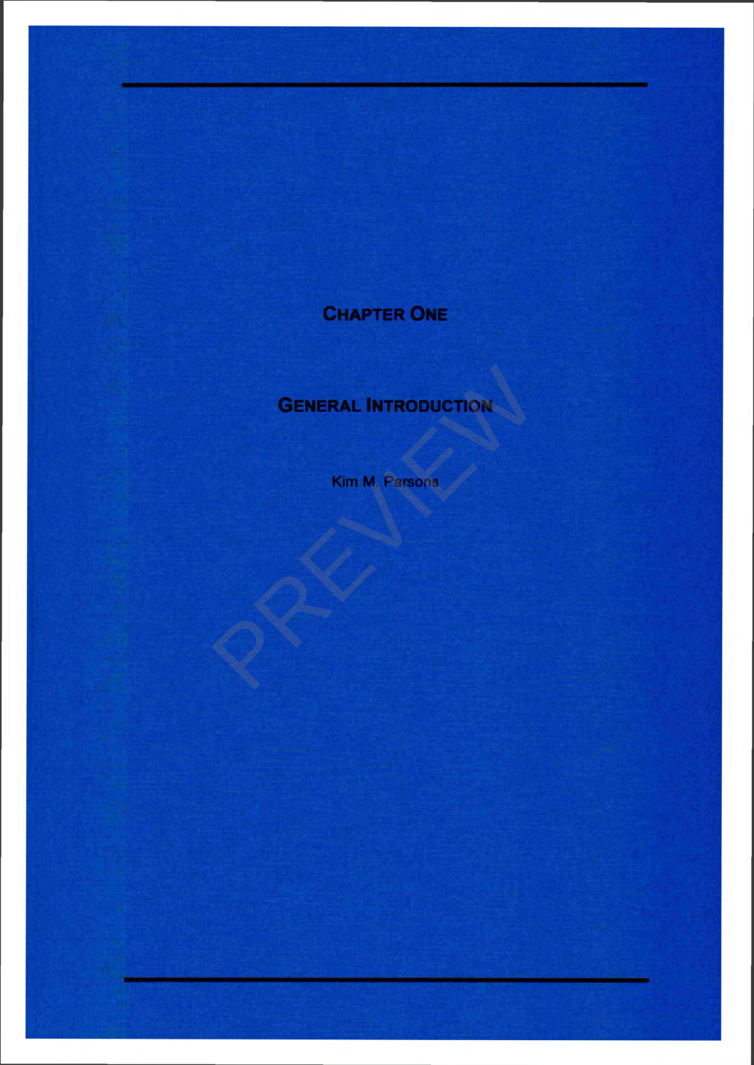# Chapter One

## General Introduction

Kim M. Parsons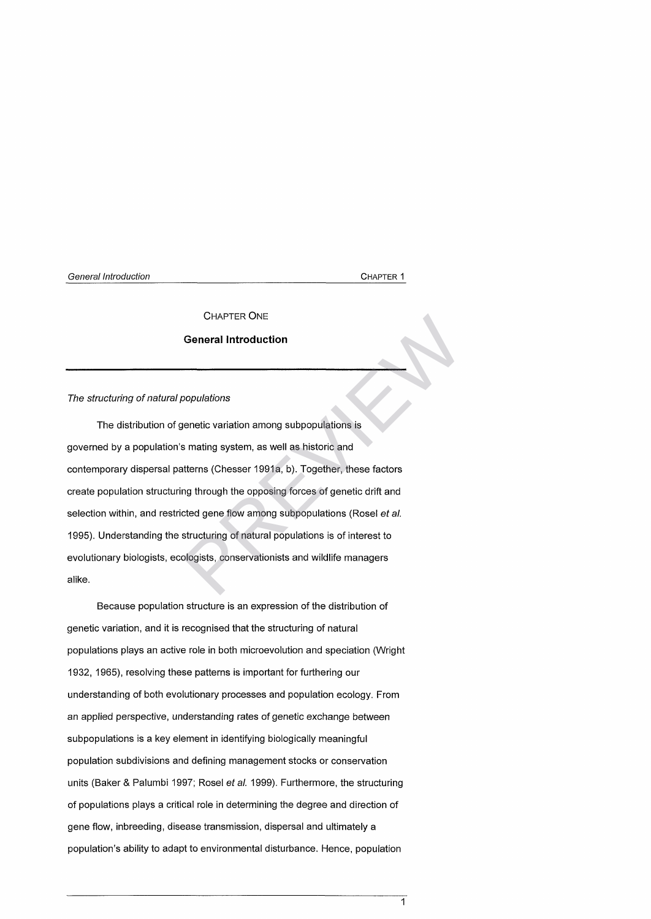# CHAPTER ONE

## General Introduction

*The structuring of natural populations*

The distribution of genetic variation among subpopulations is governed by a population's mating system, as well as historic and contemporary dispersal patterns (Chesser 1991a, b). Together, these factors create population structuring through the opposing forces of genetic drift and selection within, and restricted gene flow among subpopulations (Rosel *et al.* 1995). Understanding the structuring of natural populations is of interest to evolutionary biologists, ecologists, conservationists and wildlife managers alike.

Because population structure is an expression of the distribution of genetic variation, and it is recognised that the structuring of natural populations plays an active role in both microevolution and speciation (Wright 1932, 1965), resolving these patterns is important for furthering our understanding of both evolutionary processes and population ecology. From an applied perspective, understanding rates of genetic exchange between subpopulations is a key element in identifying biologically meaningful population subdivisions and defining management stocks or conservation units (Baker & Palumbi 1997; Rosel *et al.* 1999). Furthermore, the structuring of populations plays a critical role in determining the degree and direction of gene flow, inbreeding, disease transmission, dispersal and ultimately a population's ability to adapt to environmental disturbance. Hence, population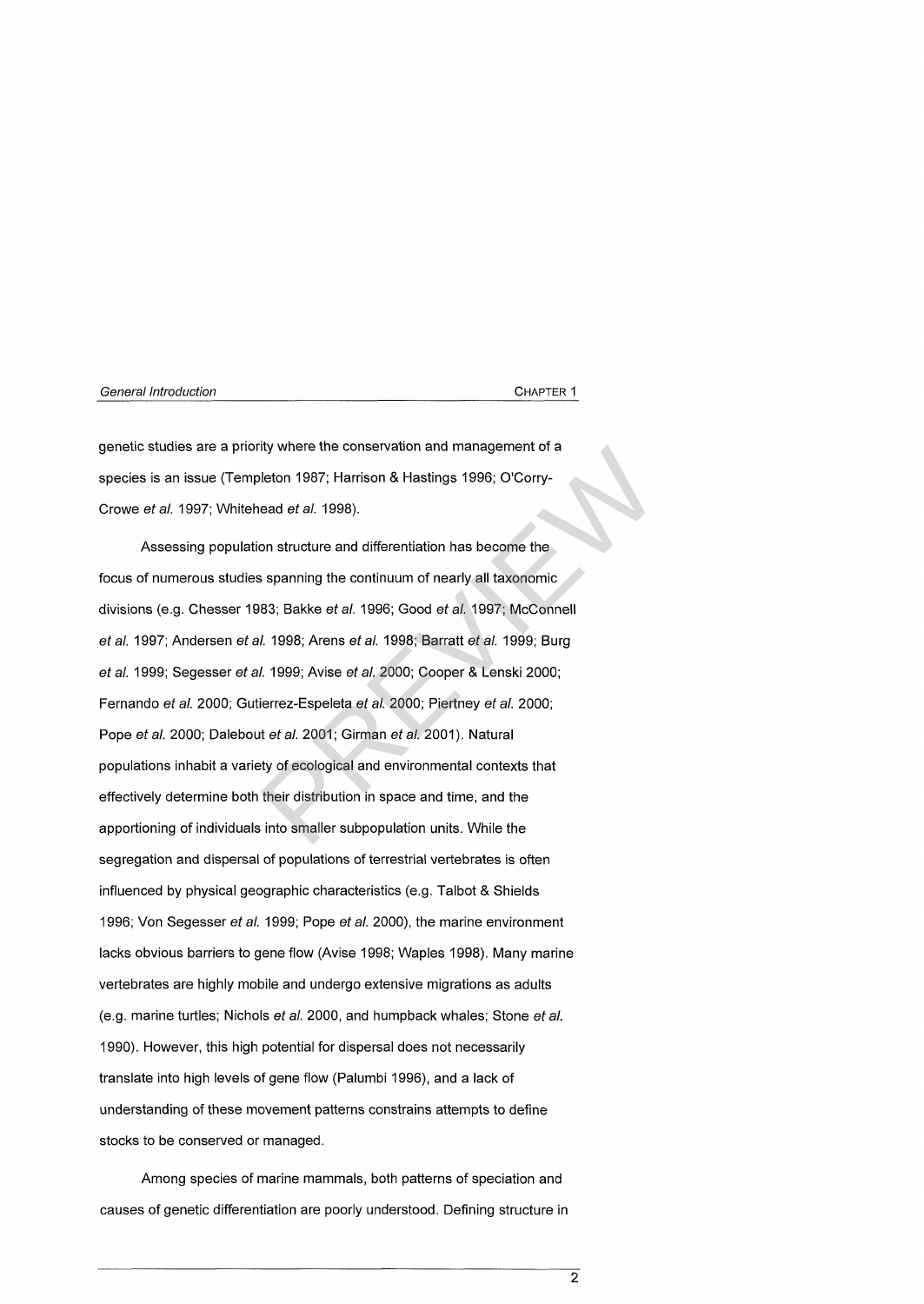genetic studies are a priority where the conservation and management of a species is an issue (Templeton 1987; Harrison & Hastings 1996; O'Corry-Crowe *et al.* 1997; Whitehead *et al.* 1998).

Assessing population structure and differentiation has become the focus of numerous studies spanning the continuum of nearly all taxonomic divisions (e.g. Chesser 1983; Bakke *et al.* 1996; Good *et al.* 1997; McConnell *et al.* 1997; Andersen *et al.* 1998; Arens *et al.* 1998; Barratt *et al.* 1999; Burg *et al.* 1999; Segesser *et al.* 1999; Avise *et al.* 2000; Cooper & Lenski 2000; Fernando *et al.* 2000; Gutierrez-Espeleta *et al.* 2000; Piertney *et al.* 2000; Pope *et al.* 2000; Dalebout *et al.* 2001; Girman *et al.* 2001). Natural populations inhabit a variety of ecological and environmental contexts that effectively determine both their distribution in space and time, and the apportioning of individuals into smaller subpopulation units. While the segregation and dispersal of populations of terrestrial vertebrates is often influenced by physical geographic characteristics (e.g. Talbot & Shields 1996; Von Segesser *et al.* 1999; Pope *et al.* 2000), the marine environment lacks obvious barriers to gene flow (Avise 1998; Waples 1998). Many marine vertebrates are highly mobile and undergo extensive migrations as adults (e.g. marine turtles; Nichols *et al.* 2000, and humpback whales; Stone *et al.* 1990). However, this high potential for dispersal does not necessarily translate into high levels of gene flow (Palumbi 1996), and a lack of understanding of these movement patterns constrains attempts to define stocks to be conserved or managed.

Among species of marine mammals, both patterns of speciation and causes of genetic differentiation are poorly understood. Defining structure in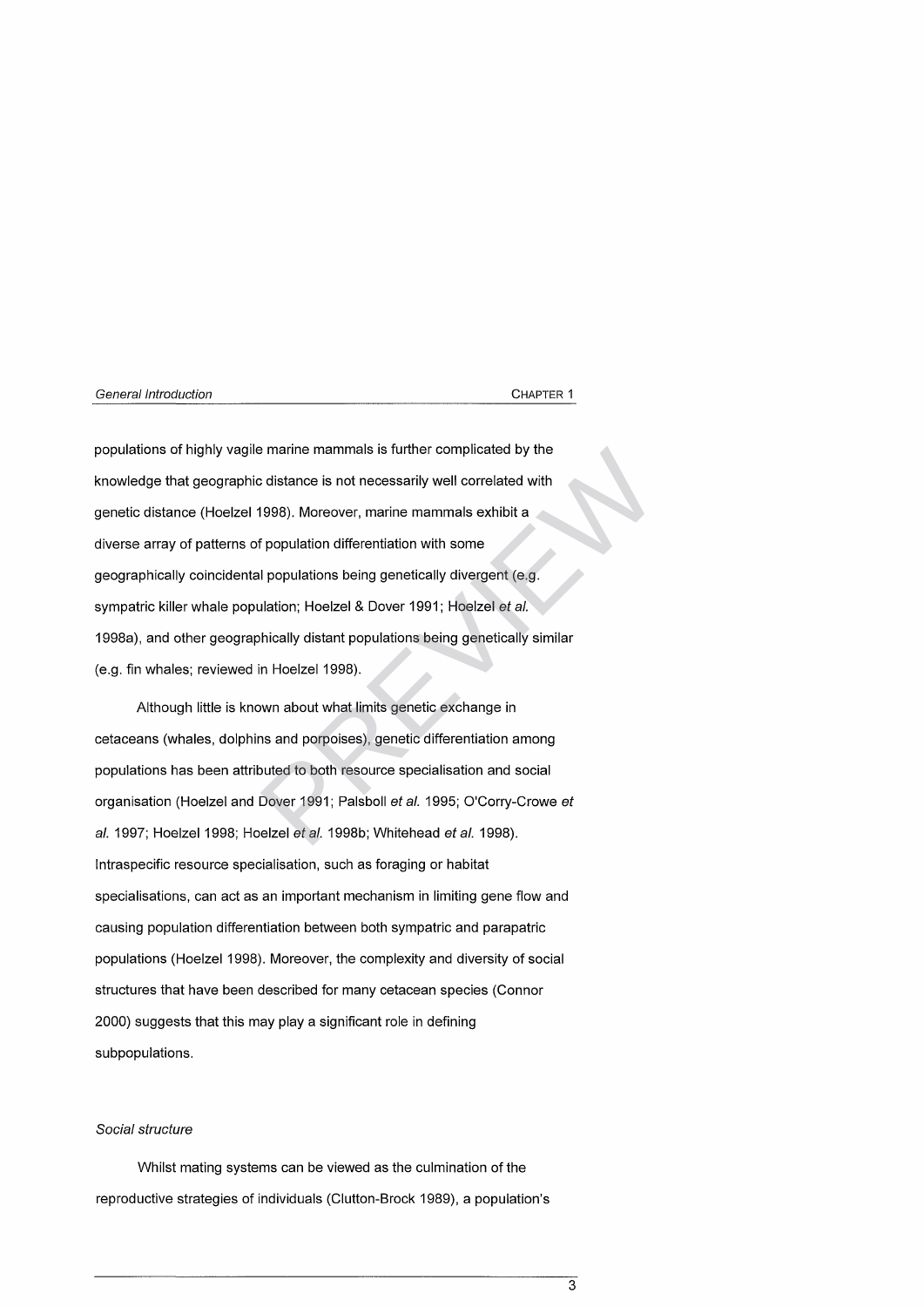populations of highly vagile marine mammals is further complicated by the knowledge that geographic distance is not necessarily well correlated with genetic distance (Hoelzel 1998). Moreover, marine mammals exhibit a diverse array of patterns of population differentiation with some geographically coincidental populations being genetically divergent (e.g. sympatric killer whale population; Hoelzel & Dover 1991; Hoelzel *et al.* 1998a), and other geographically distant populations being genetically similar (e.g. fin whales; reviewed in Hoelzel 1998).

Although little is known about what limits genetic exchange in cetaceans (whales, dolphins and porpoises), genetic differentiation among populations has been attributed to both resource specialisation and social organisation (Hoelzel and Dover 1991; Palsboll *et al.* 1995; O'Corry-Crowe *et al.* 1997; Hoelzel 1998; Hoelzel *et al.* 1998b; Whitehead *et al.* 1998). Intraspecific resource specialisation, such as foraging or habitat specialisations, can act as an important mechanism in limiting gene flow and causing population differentiation between both sympatric and parapatric populations (Hoelzel 1998). Moreover, the complexity and diversity of social structures that have been described for many cetacean species (Connor 2000) suggests that this may play a significant role in defining subpopulations.

### *Social structure*

Whilst mating systems can be viewed as the culmination of the reproductive strategies of individuals (Clutton-Brock 1989), a population's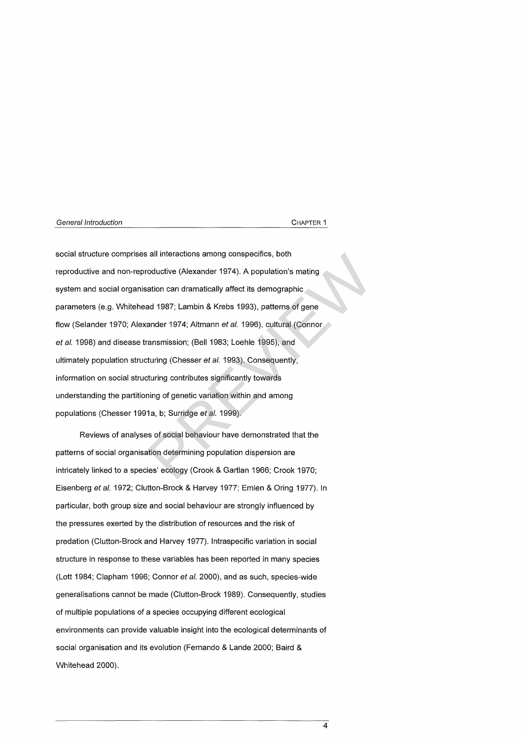social structure comprises all interactions among conspecifics, both reproductive and non-reproductive (Alexander 1974). A population's mating system and social organisation can dramatically affect its demographic parameters (e.g. Whitehead 1987; Lambin & Krebs 1993), patterns of gene flow (Selander 1970; Alexander 1974; Altmann *et al.* 1996), cultural (Connor *et al.* 1998) and disease transmission; (Bell 1983; Loehle 1995), and ultimately population structuring (Chesser *et al.* 1993). Consequently, information on social structuring contributes significantly towards understanding the partitioning of genetic variation within and among populations (Chesser 1991a, b; Surridge *et al.* 1999).

Reviews of analyses of social behaviour have demonstrated that the patterns of social organisation determining population dispersion are intricately linked to a species' ecology (Crook & Gartlan 1966; Crook 1970; Eisenberg *et al.* 1972; Clutton-Brock & Harvey 1977; Emlen & Oring 1977). In particular, both group size and social behaviour are strongly influenced by the pressures exerted by the distribution of resources and the risk of predation (Clutton-Brock and Harvey 1977). Intraspecific variation in social structure in response to these variables has been reported in many species (Lott 1984; Clapham 1996; Connor *et al.* 2000), and as such, species-wide generalisations cannot be made (Clutton-Brock 1989). Consequently, studies of multiple populations of a species occupying different ecological environments can provide valuable insight into the ecological determinants of social organisation and its evolution (Fernando & Lande 2000; Baird & Whitehead 2000).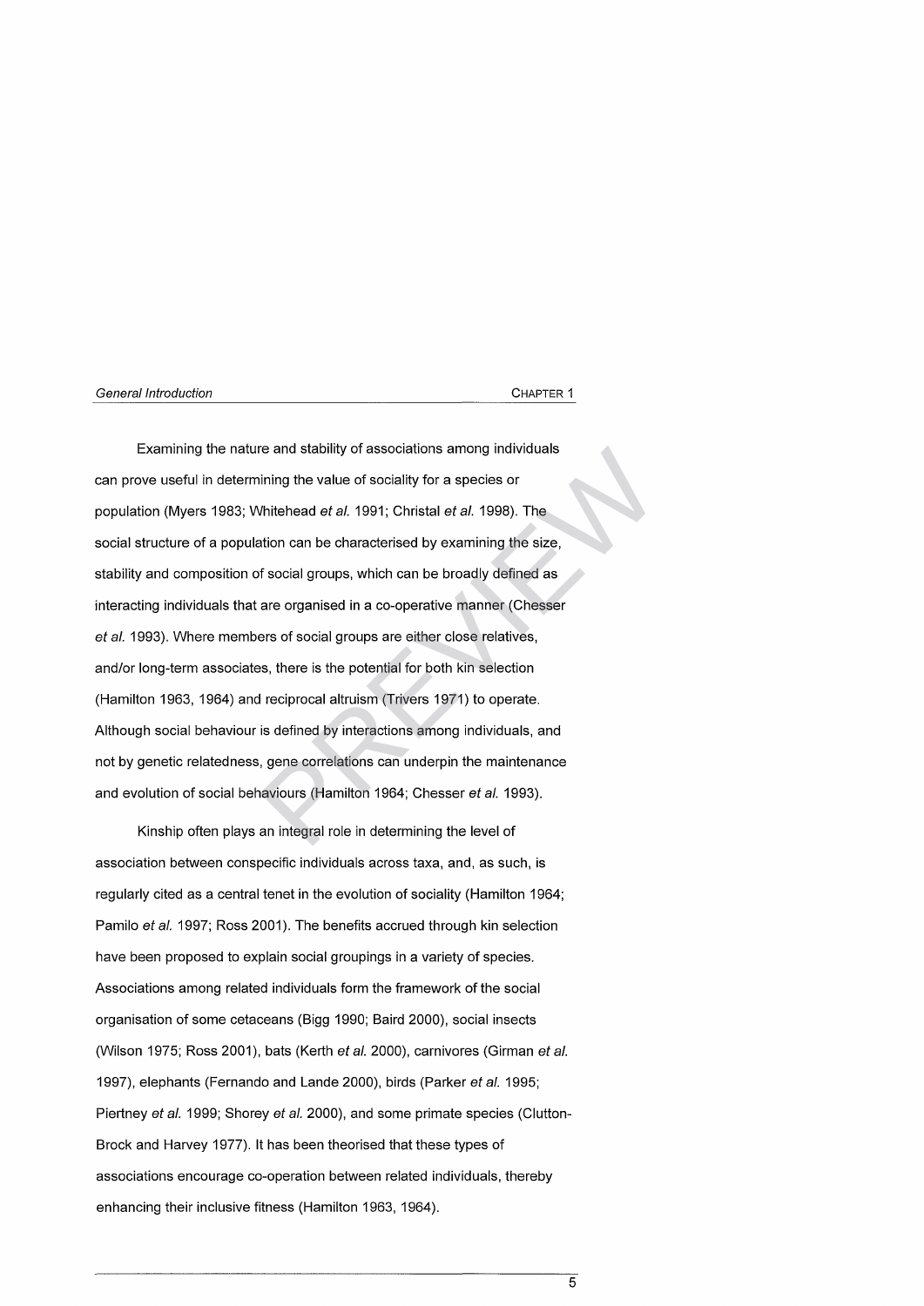Examining the nature and stability of associations among individuals can prove useful in determining the value of sociality for a species or population (Myers 1983; Whitehead *et al.* 1991; Christal *et al.* 1998). The social structure of a population can be characterised by examining the size, stability and composition of social groups, which can be broadly defined as interacting individuals that are organised in a co-operative manner (Chesser *et al.* 1993). Where members of social groups are either close relatives, and/or long-term associates, there is the potential for both kin selection (Hamilton 1963, 1964) and reciprocal altruism (Trivers 1971) to operate. Although social behaviour is defined by interactions among individuals, and not by genetic relatedness, gene correlations can underpin the maintenance and evolution of social behaviours (Hamilton 1964; Chesser *et al.* 1993).

Kinship often plays an integral role in determining the level of association between conspecific individuals across taxa, and, as such, is regularly cited as a central tenet in the evolution of sociality (Hamilton 1964; Pamilo *et al.* 1997; Ross 2001). The benefits accrued through kin selection have been proposed to explain social groupings in a variety of species. Associations among related individuals form the framework of the social organisation of some cetaceans (Bigg 1990; Baird 2000), social insects (Wilson 1975; Ross 2001), bats (Kerth *et al.* 2000), carnivores (Girman *et al.* 1997), elephants (Fernando and Lande 2000), birds (Parker *et al.* 1995; Piertney *et al.* 1999; Shorey *et al.* 2000), and some primate species (Clutton-Brock and Harvey 1977). It has been theorised that these types of associations encourage co-operation between related individuals, thereby enhancing their inclusive fitness (Hamilton 1963, 1964).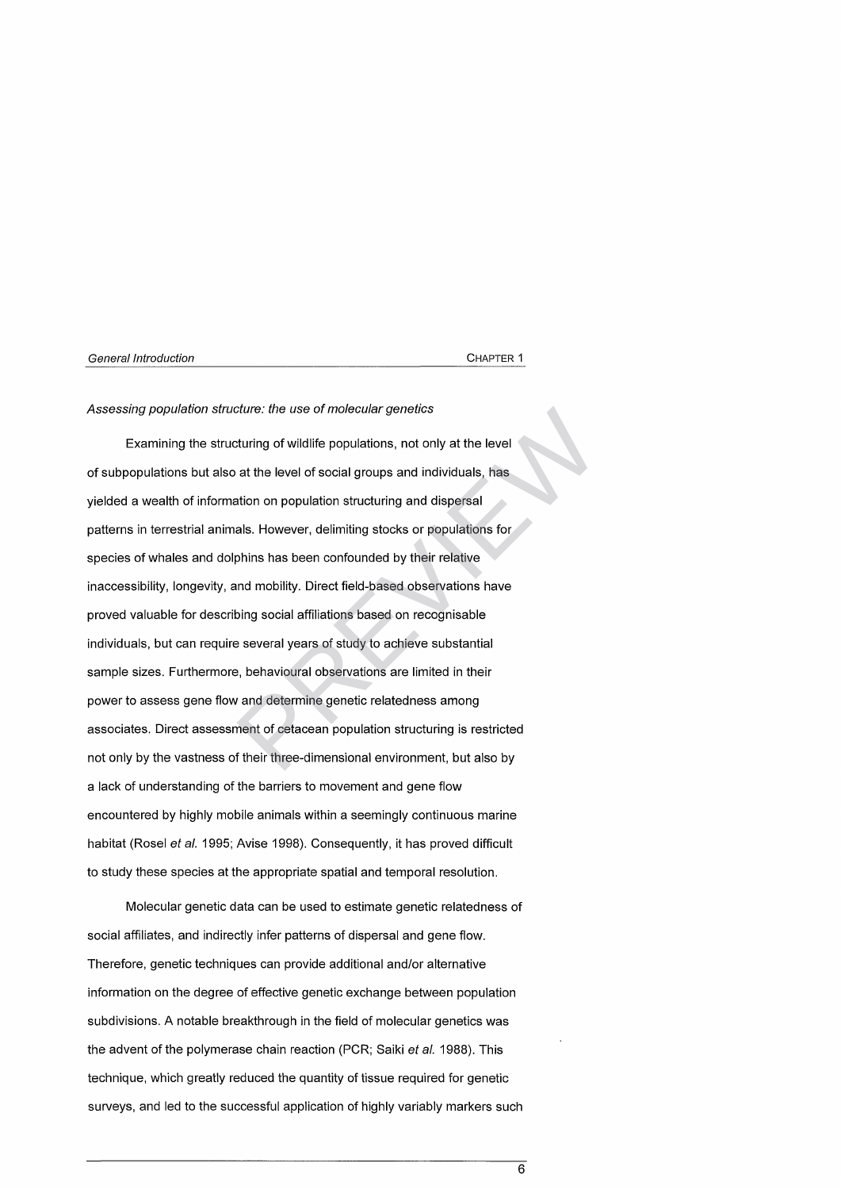*Assessing population structure: the use of molecular genetics*

Examining the structuring of wildlife populations, not only at the level of subpopulations but also at the level of social groups and individuals, has yielded a wealth of information on population structuring and dispersal patterns in terrestrial animals. However, delimiting stocks or populations for species of whales and dolphins has been confounded by their relative inaccessibility, longevity, and mobility. Direct field-based observations have proved valuable for describing social affiliations based on recognisable individuals, but can require several years of study to achieve substantial sample sizes. Furthermore, behavioural observations are limited in their power to assess gene flow and determine genetic relatedness among associates. Direct assessment of cetacean population structuring is restricted not only by the vastness of their three-dimensional environment, but also by a lack of understanding of the barriers to movement and gene flow encountered by highly mobile animals within a seemingly continuous marine habitat (Rosel *et al.* 1995; Avise 1998). Consequently, it has proved difficult to study these species at the appropriate spatial and temporal resolution.

Molecular genetic data can be used to estimate genetic relatedness of social affiliates, and indirectly infer patterns of dispersal and gene flow. Therefore, genetic techniques can provide additional and/or alternative information on the degree of effective genetic exchange between population subdivisions. A notable breakthrough in the field of molecular genetics was the advent of the polymerase chain reaction (PCR; Saiki *et al.* 1988). This technique, which greatly reduced the quantity of tissue required for genetic surveys, and led to the successful application of highly variably markers such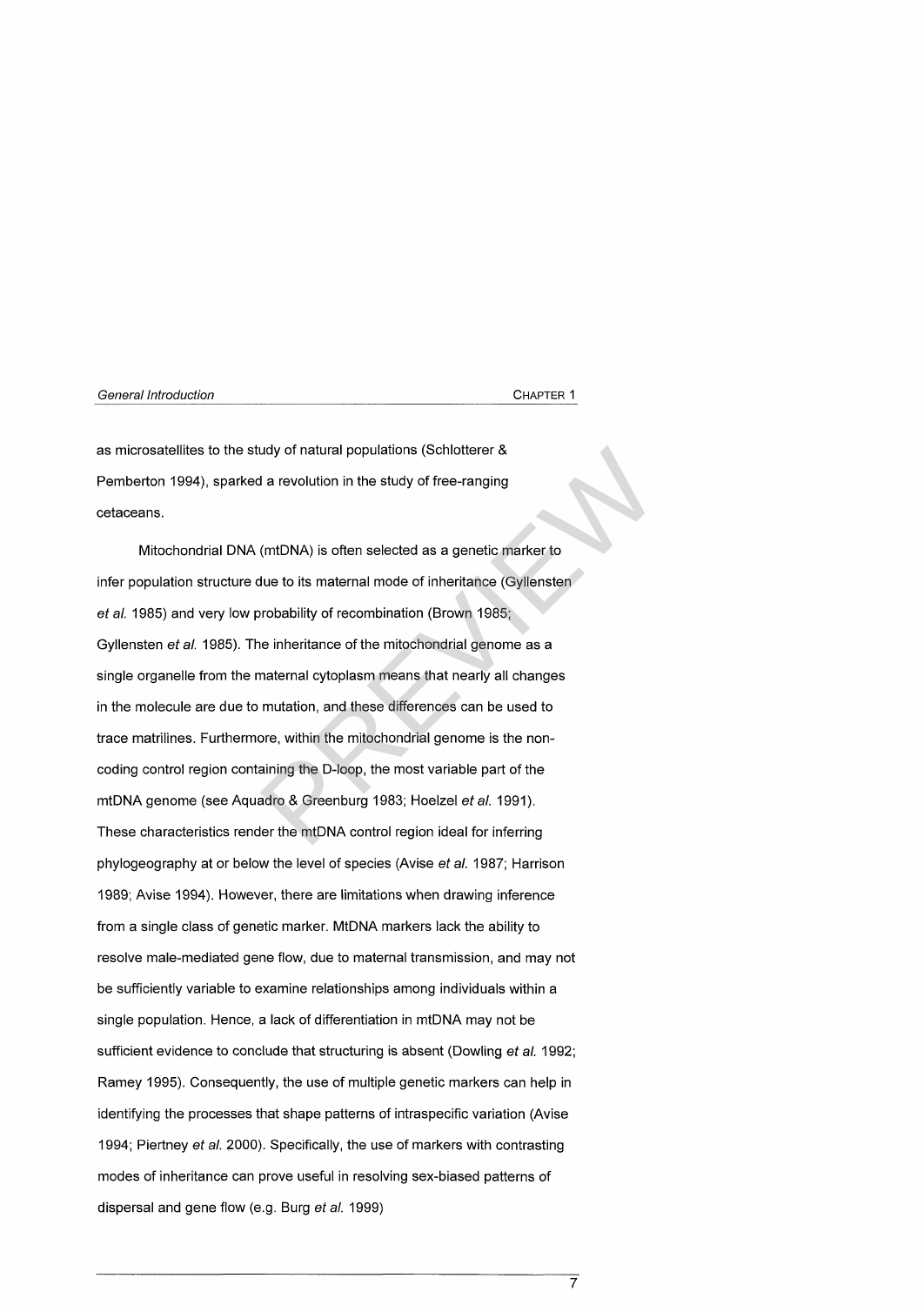as microsatellites to the study of natural populations (Schlotterer & Pemberton 1994), sparked a revolution in the study of free-ranging cetaceans.

Mitochondrial DNA (mtDNA) is often selected as a genetic marker to infer population structure due to its maternal mode of inheritance (Gyllensten *et al.* 1985) and very low probability of recombination (Brown 1985; Gyllensten *et al.* 1985). The inheritance of the mitochondrial genome as a single organelle from the maternal cytoplasm means that nearly all changes in the molecule are due to mutation, and these differences can be used to trace matrilines. Furthermore, within the mitochondrial genome is the non-coding control region containing the D-loop, the most variable part of the mtDNA genome (see Aquadro & Greenburg 1983; Hoelzel *et al.* 1991). These characteristics render the mtDNA control region ideal for inferring phylogeography at or below the level of species (Avise *et al.* 1987; Harrison 1989; Avise 1994). However, there are limitations when drawing inference from a single class of genetic marker. MtDNA markers lack the ability to resolve male-mediated gene flow, due to maternal transmission, and may not be sufficiently variable to examine relationships among individuals within a single population. Hence, a lack of differentiation in mtDNA may not be sufficient evidence to conclude that structuring is absent (Dowling *et al.* 1992; Ramey 1995). Consequently, the use of multiple genetic markers can help in identifying the processes that shape patterns of intraspecific variation (Avise 1994; Piertney *et al.* 2000). Specifically, the use of markers with contrasting modes of inheritance can prove useful in resolving sex-biased patterns of dispersal and gene flow (e.g. Burg *et al.* 1999)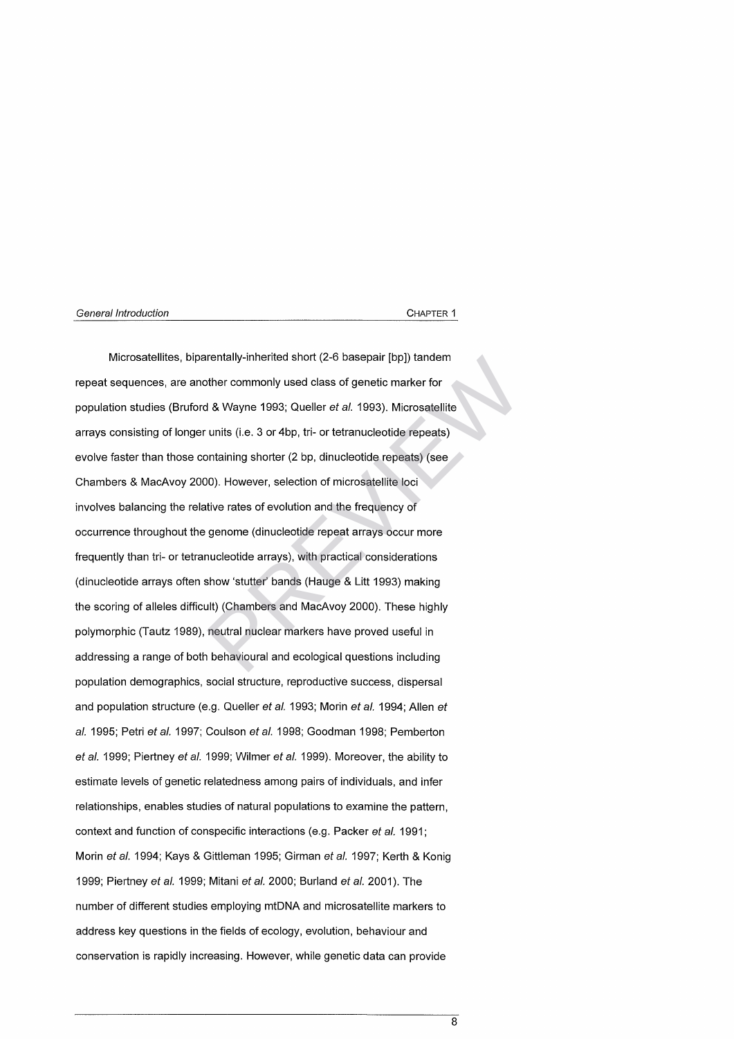Microsatellites, biparentally-inherited short (2-6 basepair [bp]) tandem repeat sequences, are another commonly used class of genetic marker for population studies (Bruford & Wayne 1993; Queller *et al.* 1993). Microsatellite arrays consisting of longer units (i.e. 3 or 4bp, tri- or tetranucleotide repeats) evolve faster than those containing shorter (2 bp, dinucleotide repeats) (see Chambers & MacAvoy 2000). However, selection of microsatellite loci involves balancing the relative rates of evolution and the frequency of occurrence throughout the genome (dinucleotide repeat arrays occur more frequently than tri- or tetranucleotide arrays), with practical considerations (dinucleotide arrays often show 'stutter' bands (Hauge & Litt 1993) making the scoring of alleles difficult) (Chambers and MacAvoy 2000). These highly polymorphic (Tautz 1989), neutral nuclear markers have proved useful in addressing a range of both behavioural and ecological questions including population demographics, social structure, reproductive success, dispersal and population structure (e.g. Queller *et al.* 1993; Morin *et al.* 1994; Allen *et al.* 1995; Petri *et al.* 1997; Coulson *et al.* 1998; Goodman 1998; Pemberton *et al.* 1999; Piertney *et al.* 1999; Wilmer *et al.* 1999). Moreover, the ability to estimate levels of genetic relatedness among pairs of individuals, and infer relationships, enables studies of natural populations to examine the pattern, context and function of conspecific interactions (e.g. Packer *et al.* 1991; Morin *et al.* 1994; Kays & Gittleman 1995; Girman *et al.* 1997; Kerth & Konig 1999; Piertney *et al.* 1999; Mitani *et al.* 2000; Burland *et al.* 2001). The number of different studies employing mtDNA and microsatellite markers to address key questions in the fields of ecology, evolution, behaviour and conservation is rapidly increasing. However, while genetic data can provide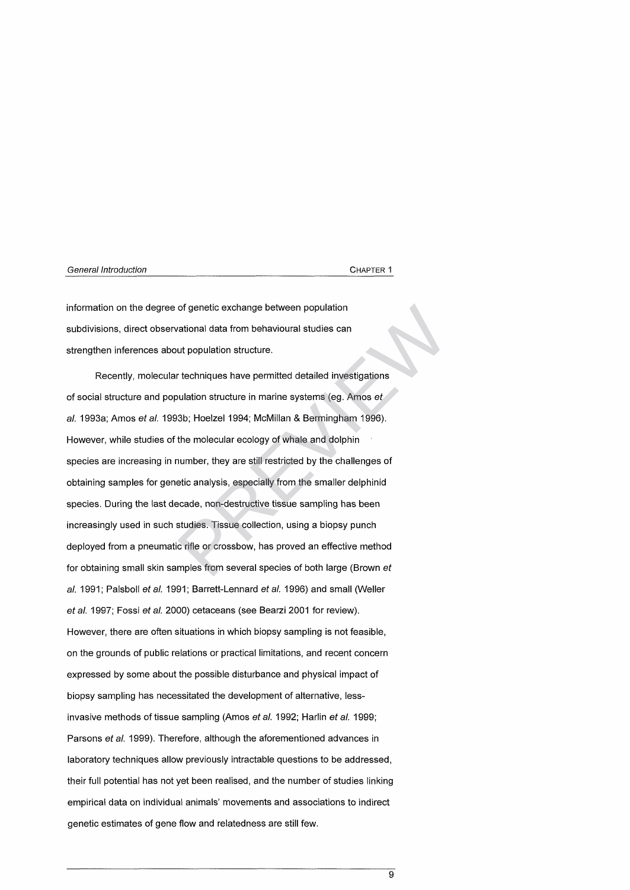information on the degree of genetic exchange between population subdivisions, direct observational data from behavioural studies can strengthen inferences about population structure.

Recently, molecular techniques have permitted detailed investigations of social structure and population structure in marine systems (eg. Amos *et al.* 1993a; Amos *et al.* 1993b; Hoelzel 1994; McMillan & Bermingham 1996). However, while studies of the molecular ecology of whale and dolphin species are increasing in number, they are still restricted by the challenges of obtaining samples for genetic analysis, especially from the smaller delphinid species. During the last decade, non-destructive tissue sampling has been increasingly used in such studies. Tissue collection, using a biopsy punch deployed from a pneumatic rifle or crossbow, has proved an effective method for obtaining small skin samples from several species of both large (Brown *et al.* 1991; Palsboll *et al.* 1991; Barrett-Lennard *et al.* 1996) and small (Weller *et al.* 1997; Fossi *et al.* 2000) cetaceans (see Bearzi 2001 for review). However, there are often situations in which biopsy sampling is not feasible, on the grounds of public relations or practical limitations, and recent concern expressed by some about the possible disturbance and physical impact of biopsy sampling has necessitated the development of alternative, less-invasive methods of tissue sampling (Amos *et al.* 1992; Harlin *et al.* 1999; Parsons *et al.* 1999). Therefore, although the aforementioned advances in laboratory techniques allow previously intractable questions to be addressed, their full potential has not yet been realised, and the number of studies linking empirical data on individual animals' movements and associations to indirect genetic estimates of gene flow and relatedness are still few.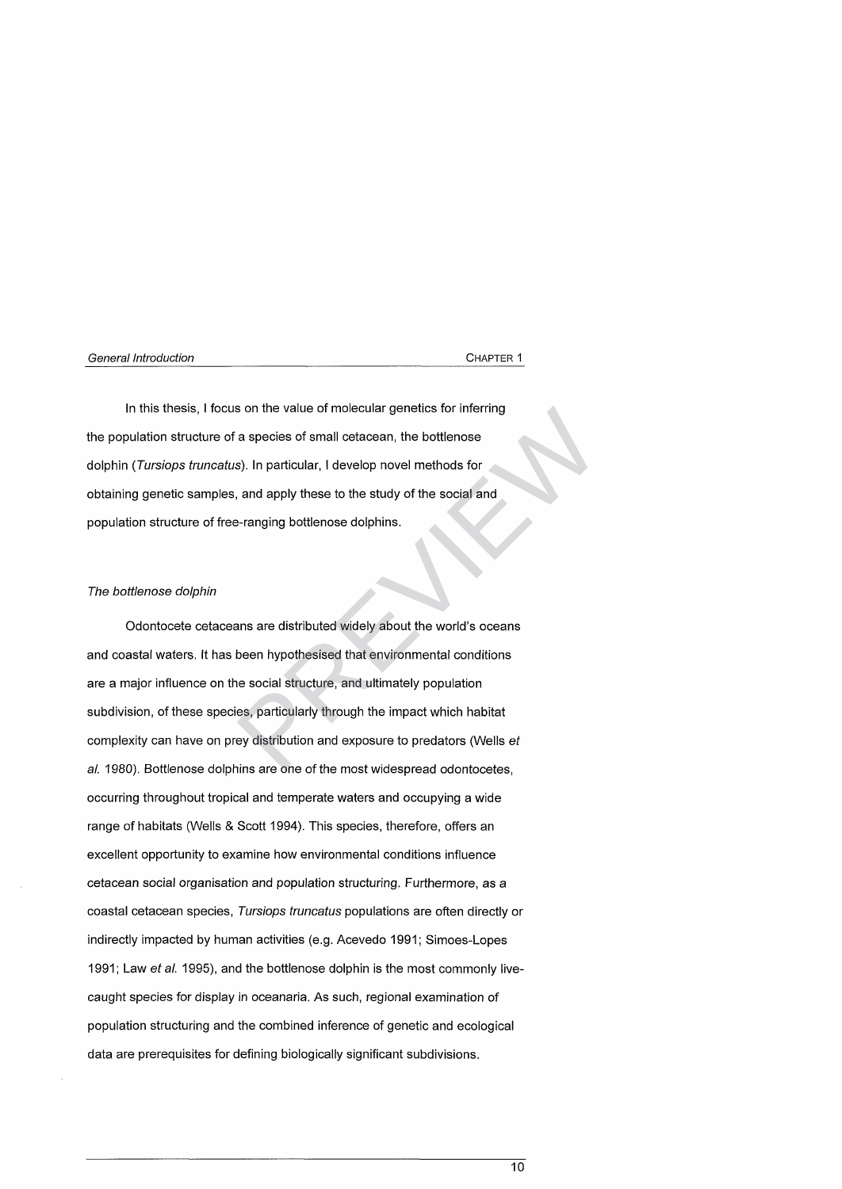In this thesis, I focus on the value of molecular genetics for inferring the population structure of a species of small cetacean, the bottlenose dolphin (*Tursiops truncatus*). In particular, I develop novel methods for obtaining genetic samples, and apply these to the study of the social and population structure of free-ranging bottlenose dolphins.

*The bottlenose dolphin*

Odontocete cetaceans are distributed widely about the world's oceans and coastal waters. It has been hypothesised that environmental conditions are a major influence on the social structure, and ultimately population subdivision, of these species, particularly through the impact which habitat complexity can have on prey distribution and exposure to predators (Wells *et al.* 1980). Bottlenose dolphins are one of the most widespread odontocetes, occurring throughout tropical and temperate waters and occupying a wide range of habitats (Wells & Scott 1994). This species, therefore, offers an excellent opportunity to examine how environmental conditions influence cetacean social organisation and population structuring. Furthermore, as a coastal cetacean species, *Tursiops truncatus* populations are often directly or indirectly impacted by human activities (e.g. Acevedo 1991; Simoes-Lopes 1991; Law *et al.* 1995), and the bottlenose dolphin is the most commonly live-caught species for display in oceanaria. As such, regional examination of population structuring and the combined inference of genetic and ecological data are prerequisites for defining biologically significant subdivisions.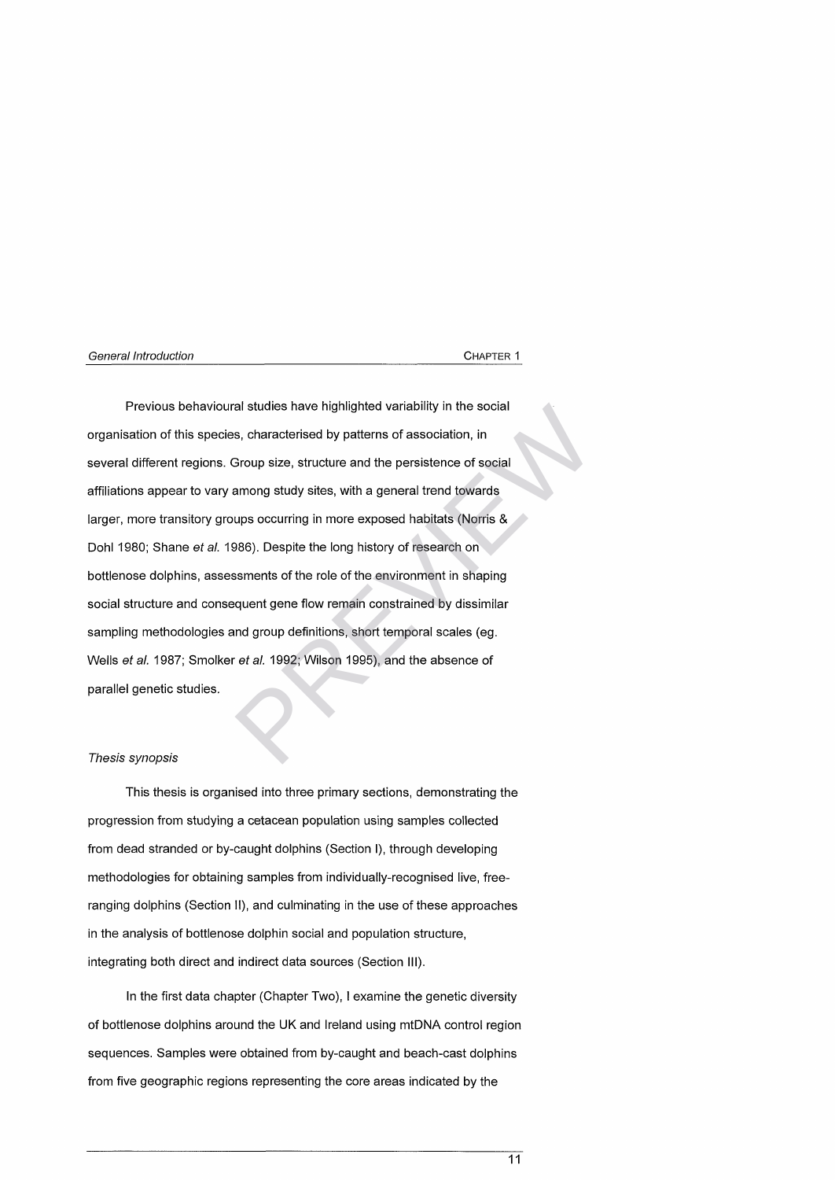Previous behavioural studies have highlighted variability in the social organisation of this species, characterised by patterns of association, in several different regions. Group size, structure and the persistence of social affiliations appear to vary among study sites, with a general trend towards larger, more transitory groups occurring in more exposed habitats (Norris & Dohl 1980; Shane *et al.* 1986). Despite the long history of research on bottlenose dolphins, assessments of the role of the environment in shaping social structure and consequent gene flow remain constrained by dissimilar sampling methodologies and group definitions, short temporal scales (eg. Wells *et al.* 1987; Smolker *et al.* 1992; Wilson 1995), and the absence of parallel genetic studies.

### *Thesis synopsis*

This thesis is organised into three primary sections, demonstrating the progression from studying a cetacean population using samples collected from dead stranded or by-caught dolphins (Section I), through developing methodologies for obtaining samples from individually-recognised live, free-ranging dolphins (Section II), and culminating in the use of these approaches in the analysis of bottlenose dolphin social and population structure, integrating both direct and indirect data sources (Section III).

In the first data chapter (Chapter Two), I examine the genetic diversity of bottlenose dolphins around the UK and Ireland using mtDNA control region sequences. Samples were obtained from by-caught and beach-cast dolphins from five geographic regions representing the core areas indicated by the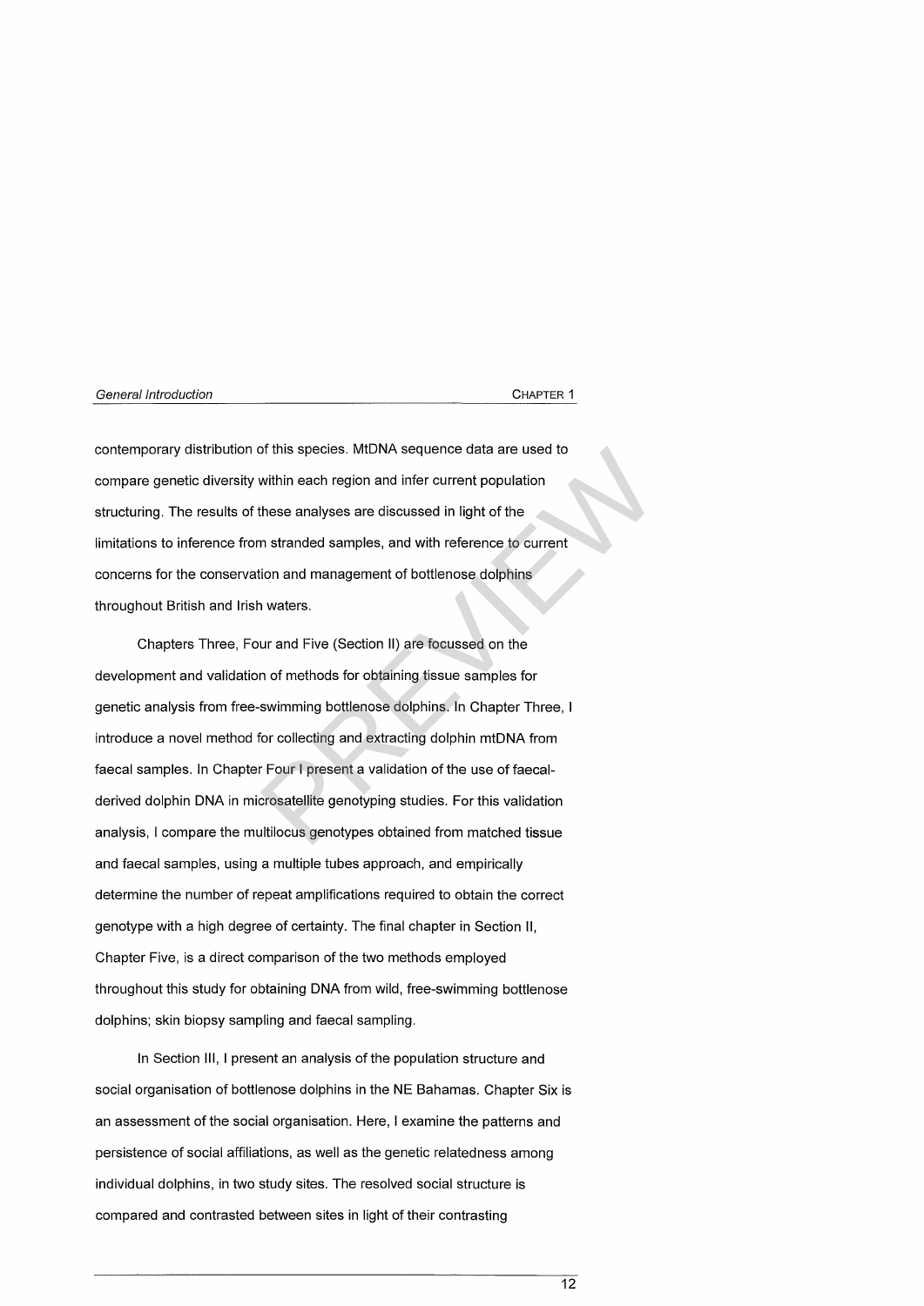contemporary distribution of this species. MtDNA sequence data are used to compare genetic diversity within each region and infer current population structuring. The results of these analyses are discussed in light of the limitations to inference from stranded samples, and with reference to current concerns for the conservation and management of bottlenose dolphins throughout British and Irish waters.

Chapters Three, Four and Five (Section II) are focussed on the development and validation of methods for obtaining tissue samples for genetic analysis from free-swimming bottlenose dolphins. In Chapter Three, I introduce a novel method for collecting and extracting dolphin mtDNA from faecal samples. In Chapter Four I present a validation of the use of faecal-derived dolphin DNA in microsatellite genotyping studies. For this validation analysis, I compare the multilocus genotypes obtained from matched tissue and faecal samples, using a multiple tubes approach, and empirically determine the number of repeat amplifications required to obtain the correct genotype with a high degree of certainty. The final chapter in Section II, Chapter Five, is a direct comparison of the two methods employed throughout this study for obtaining DNA from wild, free-swimming bottlenose dolphins; skin biopsy sampling and faecal sampling.

In Section III, I present an analysis of the population structure and social organisation of bottlenose dolphins in the NE Bahamas. Chapter Six is an assessment of the social organisation. Here, I examine the patterns and persistence of social affiliations, as well as the genetic relatedness among individual dolphins, in two study sites. The resolved social structure is compared and contrasted between sites in light of their contrasting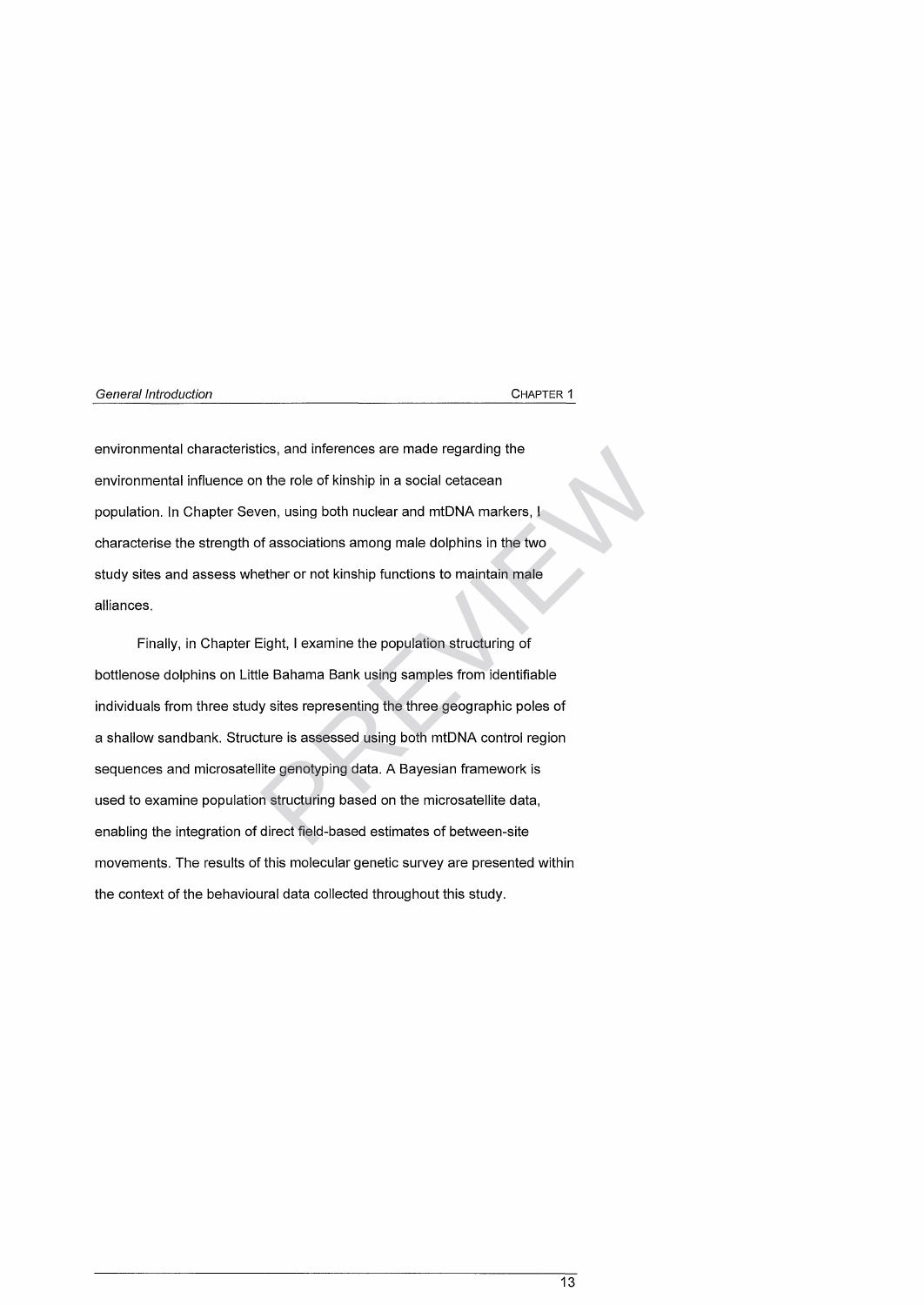environmental characteristics, and inferences are made regarding the environmental influence on the role of kinship in a social cetacean population. In Chapter Seven, using both nuclear and mtDNA markers, I characterise the strength of associations among male dolphins in the two study sites and assess whether or not kinship functions to maintain male alliances.

Finally, in Chapter Eight, I examine the population structuring of bottlenose dolphins on Little Bahama Bank using samples from identifiable individuals from three study sites representing the three geographic poles of a shallow sandbank. Structure is assessed using both mtDNA control region sequences and microsatellite genotyping data. A Bayesian framework is used to examine population structuring based on the microsatellite data, enabling the integration of direct field-based estimates of between-site movements. The results of this molecular genetic survey are presented within the context of the behavioural data collected throughout this study.